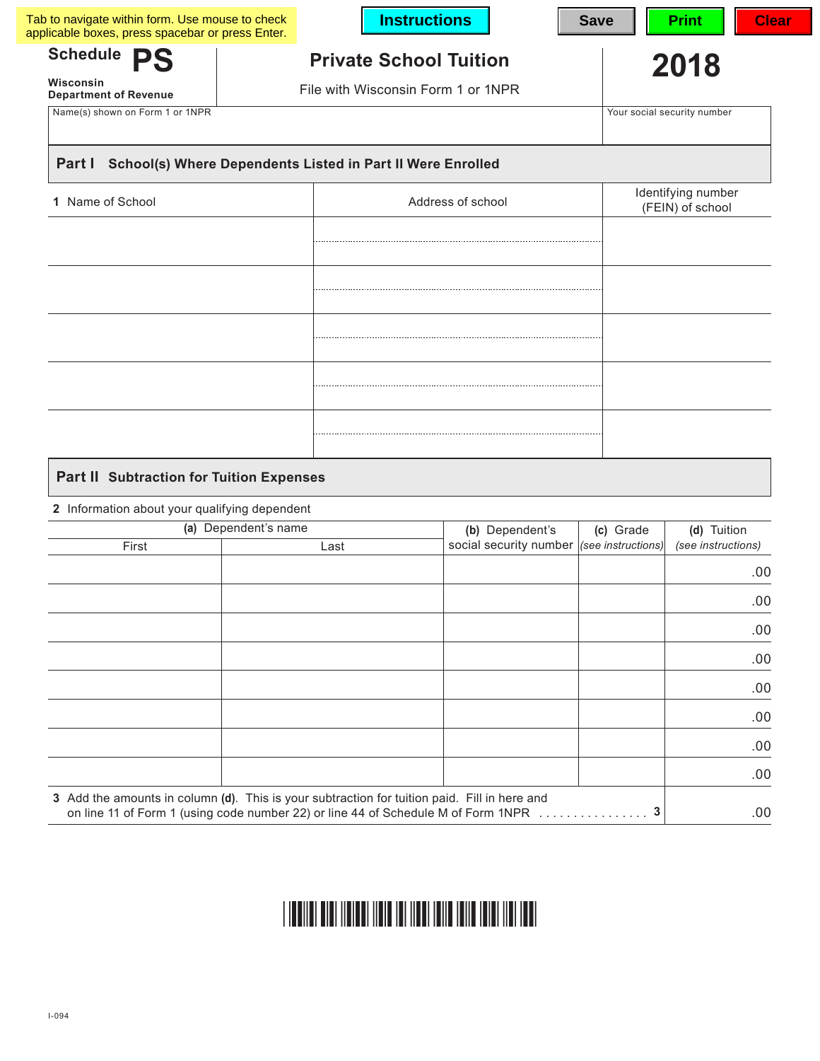Tab to navigate within form. Use mouse to check applicable boxes, press spacebar or press Enter.

Instructions | Save | Print | Clear

**Schedule PS**

Wisconsin Department of Revenue

# Private School Tuition

File with Wisconsin Form 1 or 1NPR

# 2018

| Name(s) shown on Form 1 or 1NPR | Your social security number |
|---|---|
| | |

## Part I School(s) Where Dependents Listed in Part II Were Enrolled

| 1 Name of School | Address of school | Identifying number (FEIN) of school |
|---|---|---|
| | | |
| | | |
| | | |
| | | |
| | | |

## Part II Subtraction for Tuition Expenses

2 Information about your qualifying dependent

| (a) Dependent's name | | (b) Dependent's social security number | (c) Grade *(see instructions)* | (d) Tuition *(see instructions)* |
|---|---|---|---|---|
| First | Last | | | |
| | | | | .00 |
| | | | | .00 |
| | | | | .00 |
| | | | | .00 |
| | | | | .00 |
| | | | | .00 |
| | | | | .00 |
| | | | | .00 |

3 Add the amounts in column **(d)**. This is your subtraction for tuition paid. Fill in here and on line 11 of Form 1 (using code number 22) or line 44 of Schedule M of Form 1NPR . . . . . . . . . . . . . . . . **3** .00

I-094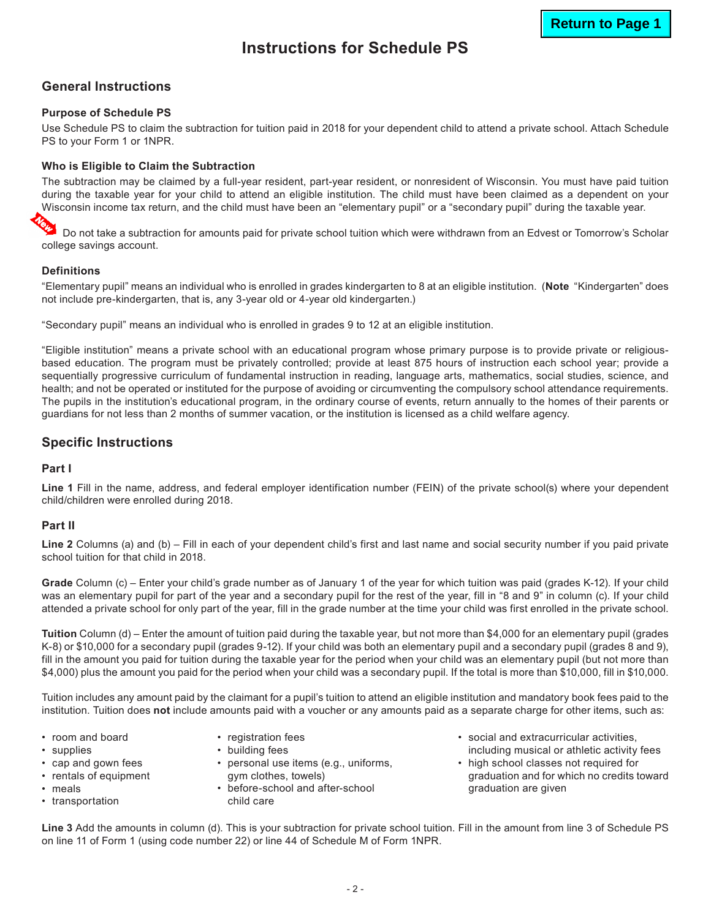# Instructions for Schedule PS

## General Instructions

### Purpose of Schedule PS

Use Schedule PS to claim the subtraction for tuition paid in 2018 for your dependent child to attend a private school. Attach Schedule PS to your Form 1 or 1NPR.

### Who is Eligible to Claim the Subtraction

The subtraction may be claimed by a full-year resident, part-year resident, or nonresident of Wisconsin. You must have paid tuition during the taxable year for your child to attend an eligible institution. The child must have been claimed as a dependent on your Wisconsin income tax return, and the child must have been an "elementary pupil" or a "secondary pupil" during the taxable year.

New Do not take a subtraction for amounts paid for private school tuition which were withdrawn from an Edvest or Tomorrow's Scholar college savings account.

### Definitions

"Elementary pupil" means an individual who is enrolled in grades kindergarten to 8 at an eligible institution. (**Note** "Kindergarten" does not include pre-kindergarten, that is, any 3-year old or 4-year old kindergarten.)

"Secondary pupil" means an individual who is enrolled in grades 9 to 12 at an eligible institution.

"Eligible institution" means a private school with an educational program whose primary purpose is to provide private or religious-based education. The program must be privately controlled; provide at least 875 hours of instruction each school year; provide a sequentially progressive curriculum of fundamental instruction in reading, language arts, mathematics, social studies, science, and health; and not be operated or instituted for the purpose of avoiding or circumventing the compulsory school attendance requirements. The pupils in the institution's educational program, in the ordinary course of events, return annually to the homes of their parents or guardians for not less than 2 months of summer vacation, or the institution is licensed as a child welfare agency.

## Specific Instructions

### Part I

**Line 1** Fill in the name, address, and federal employer identification number (FEIN) of the private school(s) where your dependent child/children were enrolled during 2018.

### Part II

**Line 2** Columns (a) and (b) – Fill in each of your dependent child's first and last name and social security number if you paid private school tuition for that child in 2018.

**Grade** Column (c) – Enter your child's grade number as of January 1 of the year for which tuition was paid (grades K-12). If your child was an elementary pupil for part of the year and a secondary pupil for the rest of the year, fill in "8 and 9" in column (c). If your child attended a private school for only part of the year, fill in the grade number at the time your child was first enrolled in the private school.

**Tuition** Column (d) – Enter the amount of tuition paid during the taxable year, but not more than $4,000 for an elementary pupil (grades K-8) or $10,000 for a secondary pupil (grades 9-12). If your child was both an elementary pupil and a secondary pupil (grades 8 and 9), fill in the amount you paid for tuition during the taxable year for the period when your child was an elementary pupil (but not more than $4,000) plus the amount you paid for the period when your child was a secondary pupil. If the total is more than $10,000, fill in $10,000.

Tuition includes any amount paid by the claimant for a pupil's tuition to attend an eligible institution and mandatory book fees paid to the institution. Tuition does **not** include amounts paid with a voucher or any amounts paid as a separate charge for other items, such as:

- room and board
- supplies
- cap and gown fees
- rentals of equipment
- meals
- transportation
- registration fees
- building fees
- personal use items (e.g., uniforms, gym clothes, towels)
- before-school and after-school child care
- social and extracurricular activities, including musical or athletic activity fees
- high school classes not required for graduation and for which no credits toward graduation are given

**Line 3** Add the amounts in column (d). This is your subtraction for private school tuition. Fill in the amount from line 3 of Schedule PS on line 11 of Form 1 (using code number 22) or line 44 of Schedule M of Form 1NPR.